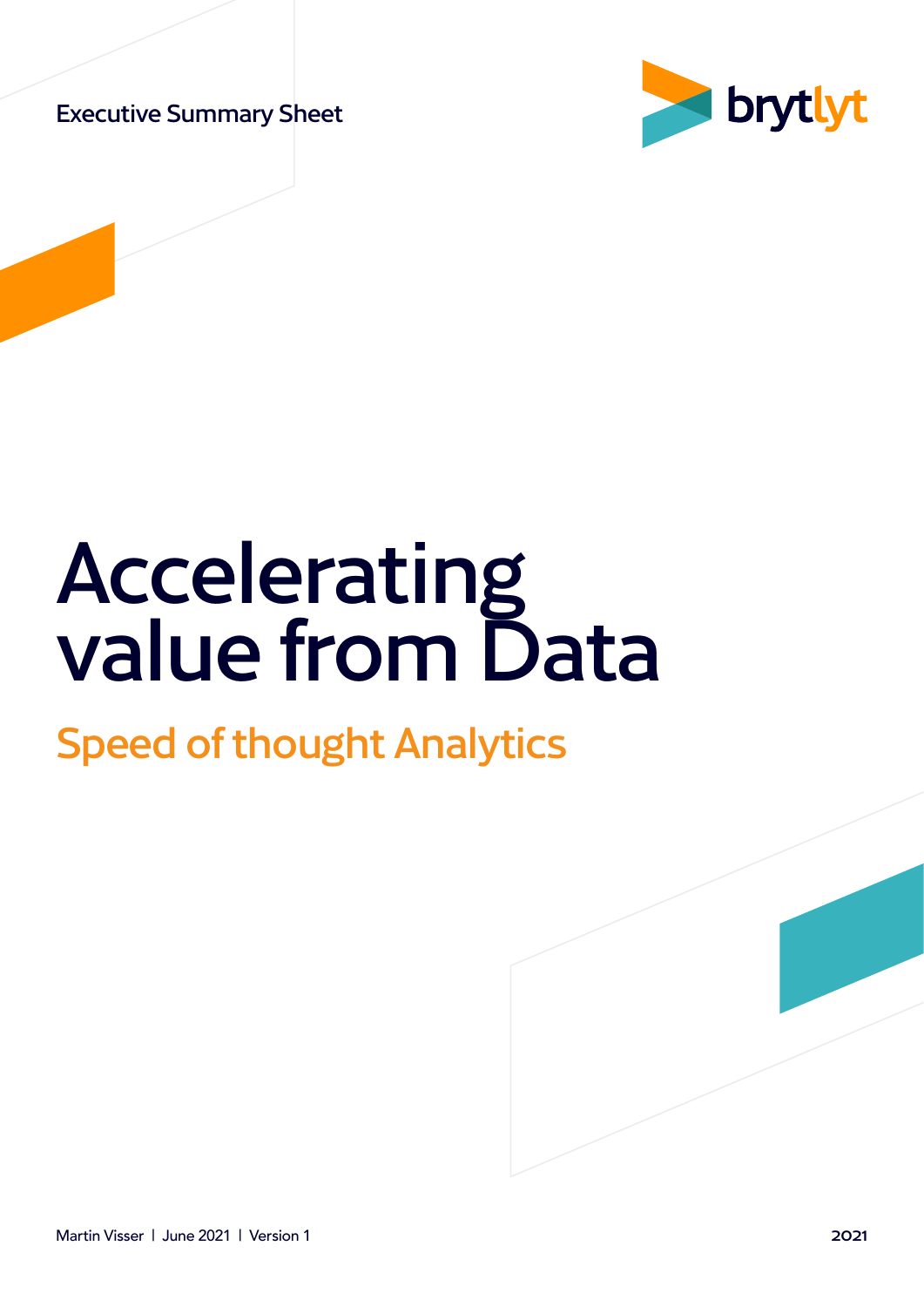Executive Summary Sheet

brytlyt

# Accelerating value from Data

## Speed of thought Analytics

Martin Visser | June 2021 | Version 1

2021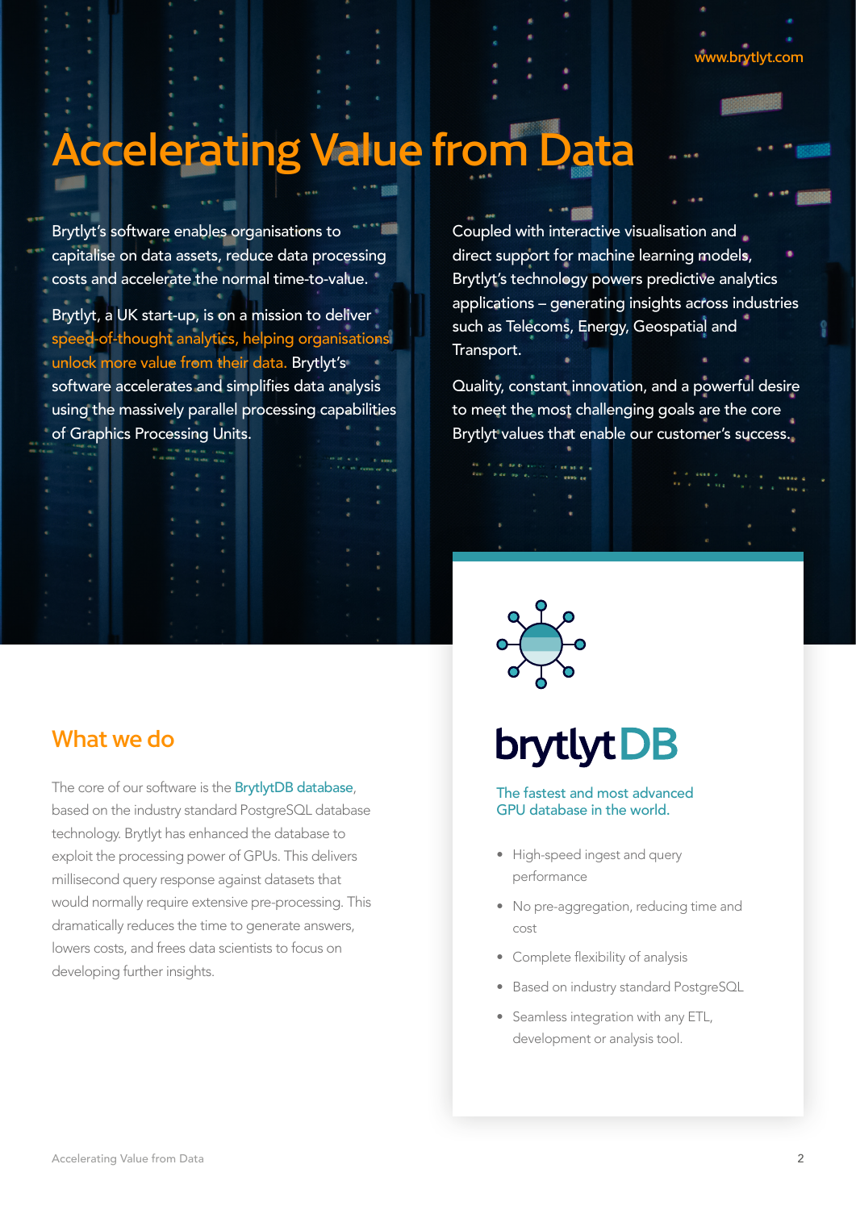www.brytlyt.com

# Accelerating Value from Data

Brytlyt's software enables organisations to capitalise on data assets, reduce data processing costs and accelerate the normal time-to-value.

Brytlyt, a UK start-up, is on a mission to deliver speed-of-thought analytics, helping organisations unlock more value from their data. Brytlyt's software accelerates and simplifies data analysis using the massively parallel processing capabilities of Graphics Processing Units.

Coupled with interactive visualisation and direct support for machine learning models, Brytlyt's technology powers predictive analytics applications – generating insights across industries such as Telecoms, Energy, Geospatial and Transport.

Quality, constant innovation, and a powerful desire to meet the most challenging goals are the core Brytlyt values that enable our customer's success.

## What we do

The core of our software is the BrytlytDB database, based on the industry standard PostgreSQL database technology. Brytlyt has enhanced the database to exploit the processing power of GPUs. This delivers millisecond query response against datasets that would normally require extensive pre-processing. This dramatically reduces the time to generate answers, lowers costs, and frees data scientists to focus on developing further insights.

## brytlytDB

The fastest and most advanced GPU database in the world.

- High-speed ingest and query performance
- No pre-aggregation, reducing time and cost
- Complete flexibility of analysis
- Based on industry standard PostgreSQL
- Seamless integration with any ETL, development or analysis tool.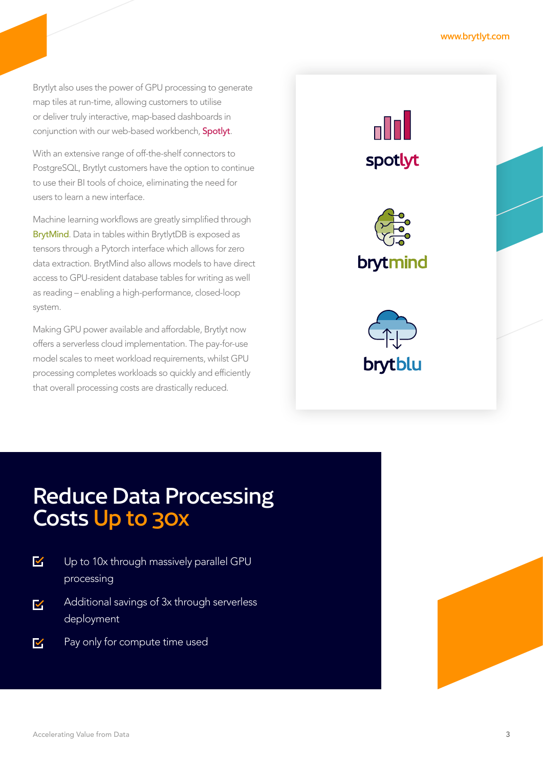Brytlyt also uses the power of GPU processing to generate map tiles at run-time, allowing customers to utilise or deliver truly interactive, map-based dashboards in conjunction with our web-based workbench, Spotlyt.

With an extensive range of off-the-shelf connectors to PostgreSQL, Brytlyt customers have the option to continue to use their BI tools of choice, eliminating the need for users to learn a new interface.

Machine learning workflows are greatly simplified through BrytMind. Data in tables within BrytlytDB is exposed as tensors through a Pytorch interface which allows for zero data extraction. BrytMind also allows models to have direct access to GPU-resident database tables for writing as well as reading – enabling a high-performance, closed-loop system.

Making GPU power available and affordable, Brytlyt now offers a serverless cloud implementation. The pay-for-use model scales to meet workload requirements, whilst GPU processing completes workloads so quickly and efficiently that overall processing costs are drastically reduced.

spotlyt

brytmind

brytblu

## Reduce Data Processing Costs Up to 30x

- Up to 10x through massively parallel GPU processing
- Additional savings of 3x through serverless deployment
- Pay only for compute time used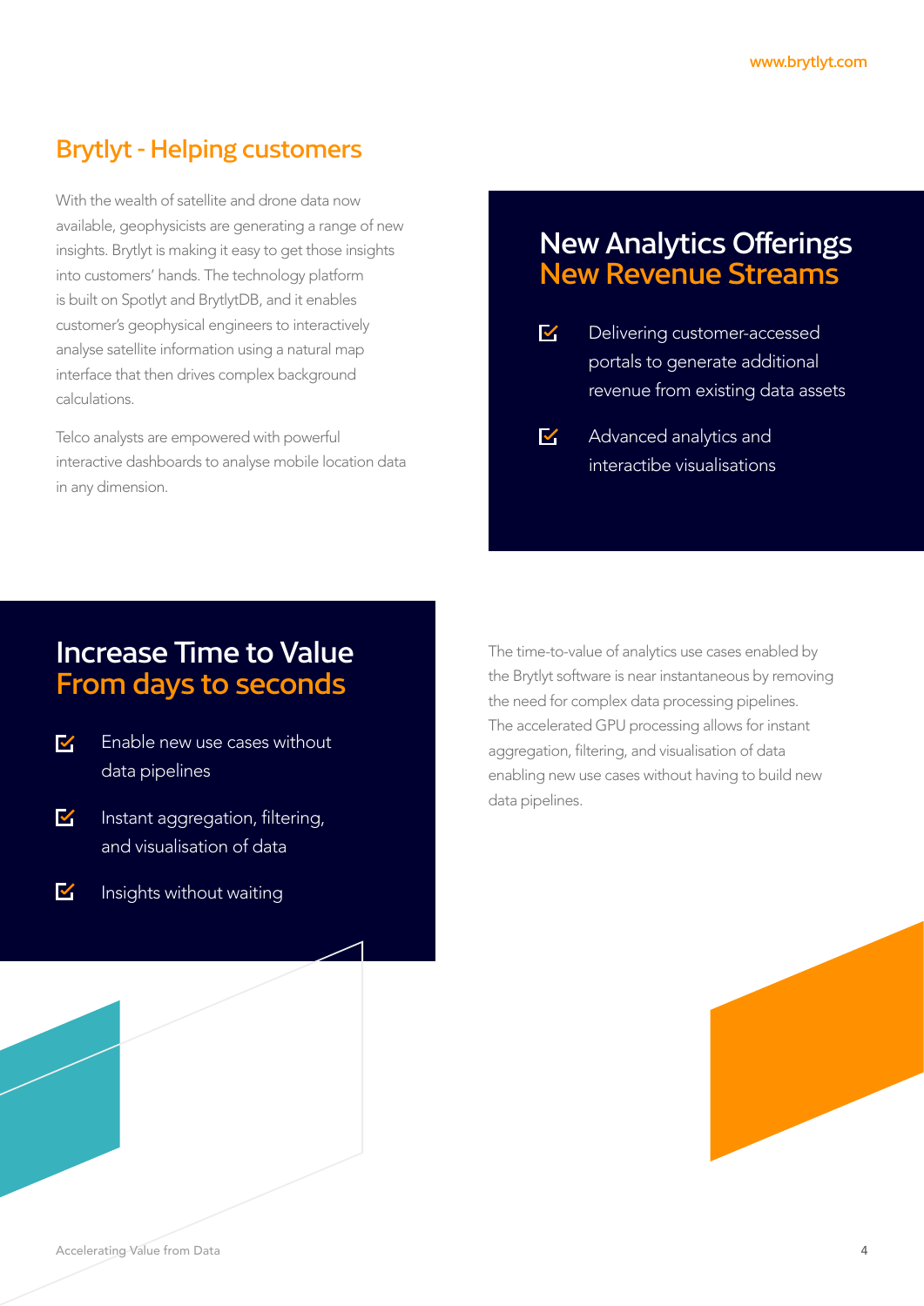## Brytlyt - Helping customers

With the wealth of satellite and drone data now available, geophysicists are generating a range of new insights. Brytlyt is making it easy to get those insights into customers' hands. The technology platform is built on Spotlyt and BrytlytDB, and it enables customer's geophysical engineers to interactively analyse satellite information using a natural map interface that then drives complex background calculations.

Telco analysts are empowered with powerful interactive dashboards to analyse mobile location data in any dimension.

## New Analytics Offerings
## New Revenue Streams

- Delivering customer-accessed portals to generate additional revenue from existing data assets
- Advanced analytics and interactibe visualisations

## Increase Time to Value
## From days to seconds

- Enable new use cases without data pipelines
- Instant aggregation, filtering, and visualisation of data
- Insights without waiting

The time-to-value of analytics use cases enabled by the Brytlyt software is near instantaneous by removing the need for complex data processing pipelines. The accelerated GPU processing allows for instant aggregation, filtering, and visualisation of data enabling new use cases without having to build new data pipelines.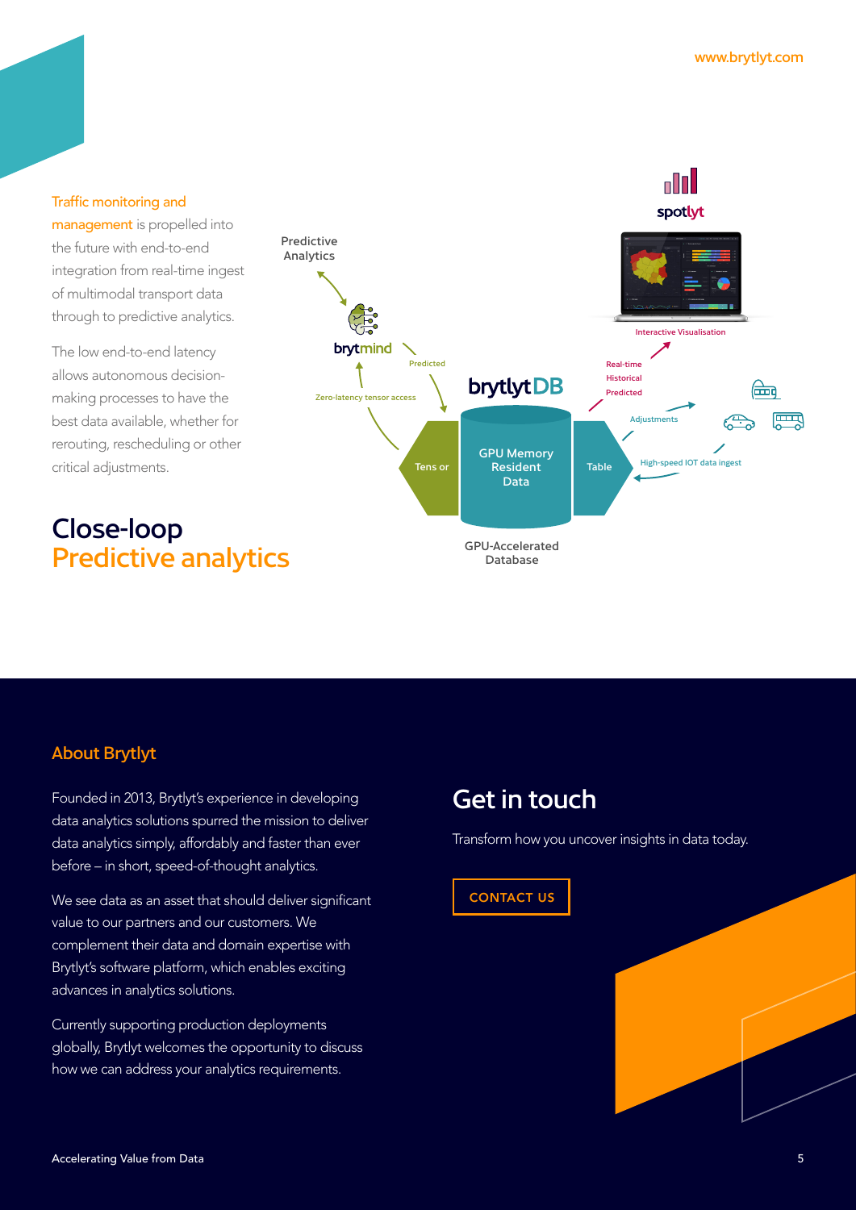**Traffic monitoring and management** is propelled into the future with end-to-end integration from real-time ingest of multimodal transport data through to predictive analytics.

The low end-to-end latency allows autonomous decision-making processes to have the best data available, whether for rerouting, rescheduling or other critical adjustments.

# Close-loop Predictive analytics

Predictive Analytics

brytmind

Predicted

Zero-latency tensor access

brytlytDB

Tens or

GPU Memory Resident Data

Table

GPU-Accelerated Database

spotlyt

Interactive Visualisation

Real-time
Historical
Predicted

Adjustments

High-speed IOT data ingest

## About Brytlyt

Founded in 2013, Brytlyt's experience in developing data analytics solutions spurred the mission to deliver data analytics simply, affordably and faster than ever before – in short, speed-of-thought analytics.

We see data as an asset that should deliver significant value to our partners and our customers. We complement their data and domain expertise with Brytlyt's software platform, which enables exciting advances in analytics solutions.

Currently supporting production deployments globally, Brytlyt welcomes the opportunity to discuss how we can address your analytics requirements.

## Get in touch

Transform how you uncover insights in data today.

CONTACT US